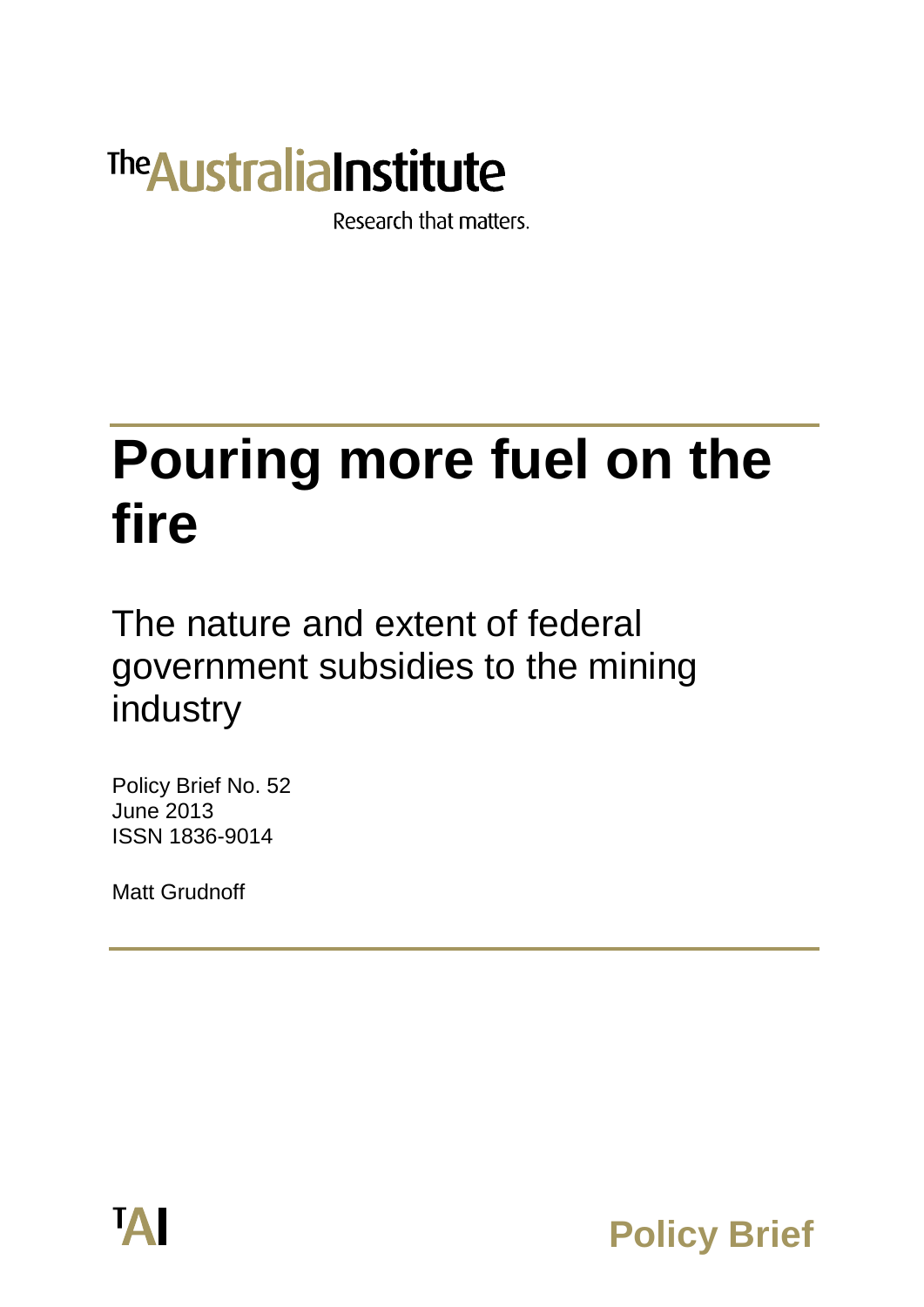The Australia Institute

Research that matters.

# Pouring more fuel on the fire

## The nature and extent of federal government subsidies to the mining industry

Policy Brief No. 52
June 2013
ISSN 1836-9014

Matt Grudnoff

TAI

**Policy Brief**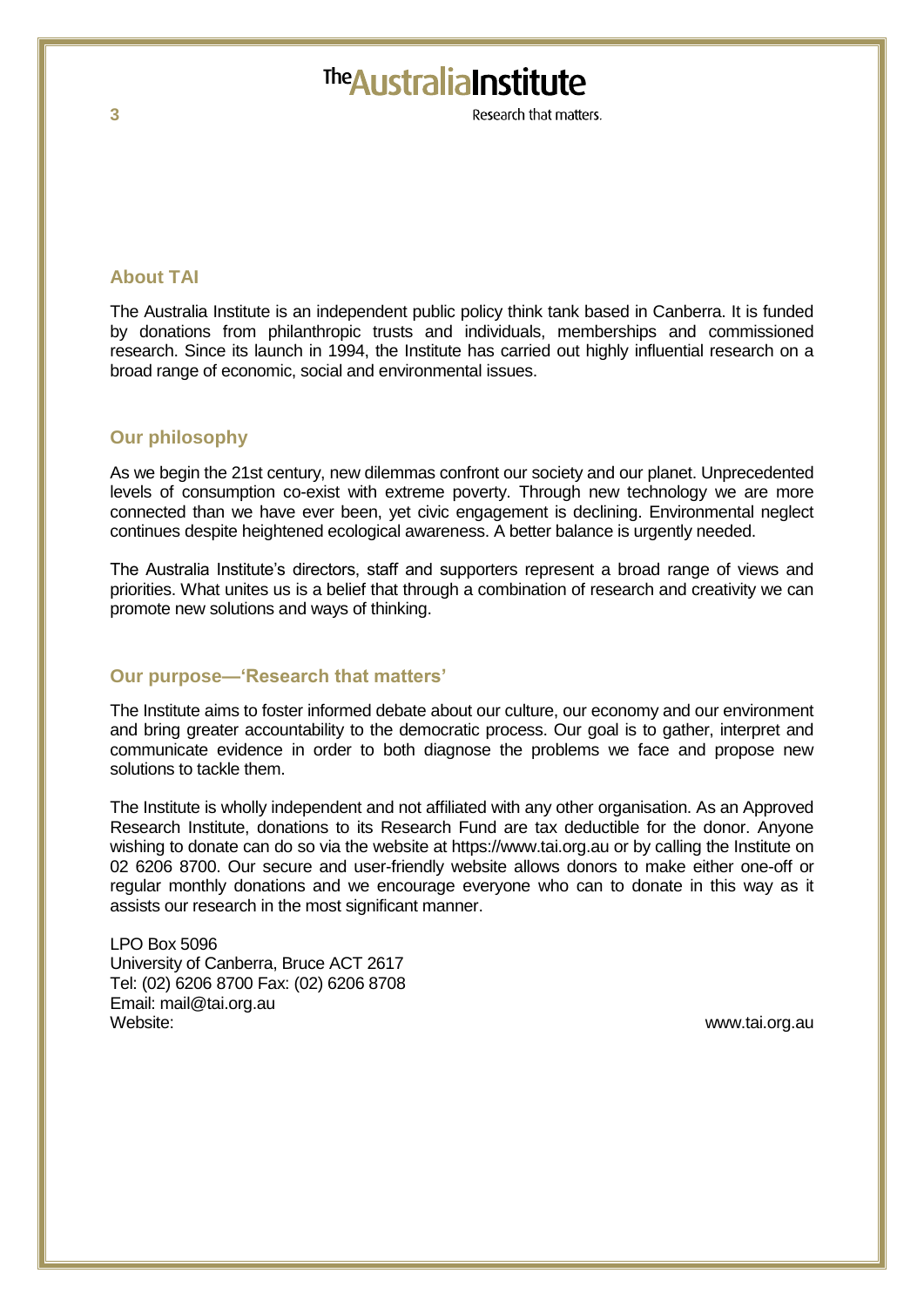## About TAI

The Australia Institute is an independent public policy think tank based in Canberra. It is funded by donations from philanthropic trusts and individuals, memberships and commissioned research. Since its launch in 1994, the Institute has carried out highly influential research on a broad range of economic, social and environmental issues.

## Our philosophy

As we begin the 21st century, new dilemmas confront our society and our planet. Unprecedented levels of consumption co-exist with extreme poverty. Through new technology we are more connected than we have ever been, yet civic engagement is declining. Environmental neglect continues despite heightened ecological awareness. A better balance is urgently needed.

The Australia Institute's directors, staff and supporters represent a broad range of views and priorities. What unites us is a belief that through a combination of research and creativity we can promote new solutions and ways of thinking.

## Our purpose—'Research that matters'

The Institute aims to foster informed debate about our culture, our economy and our environment and bring greater accountability to the democratic process. Our goal is to gather, interpret and communicate evidence in order to both diagnose the problems we face and propose new solutions to tackle them.

The Institute is wholly independent and not affiliated with any other organisation. As an Approved Research Institute, donations to its Research Fund are tax deductible for the donor. Anyone wishing to donate can do so via the website at https://www.tai.org.au or by calling the Institute on 02 6206 8700. Our secure and user-friendly website allows donors to make either one-off or regular monthly donations and we encourage everyone who can to donate in this way as it assists our research in the most significant manner.

LPO Box 5096
University of Canberra, Bruce ACT 2617
Tel: (02) 6206 8700 Fax: (02) 6206 8708
Email: mail@tai.org.au
Website: www.tai.org.au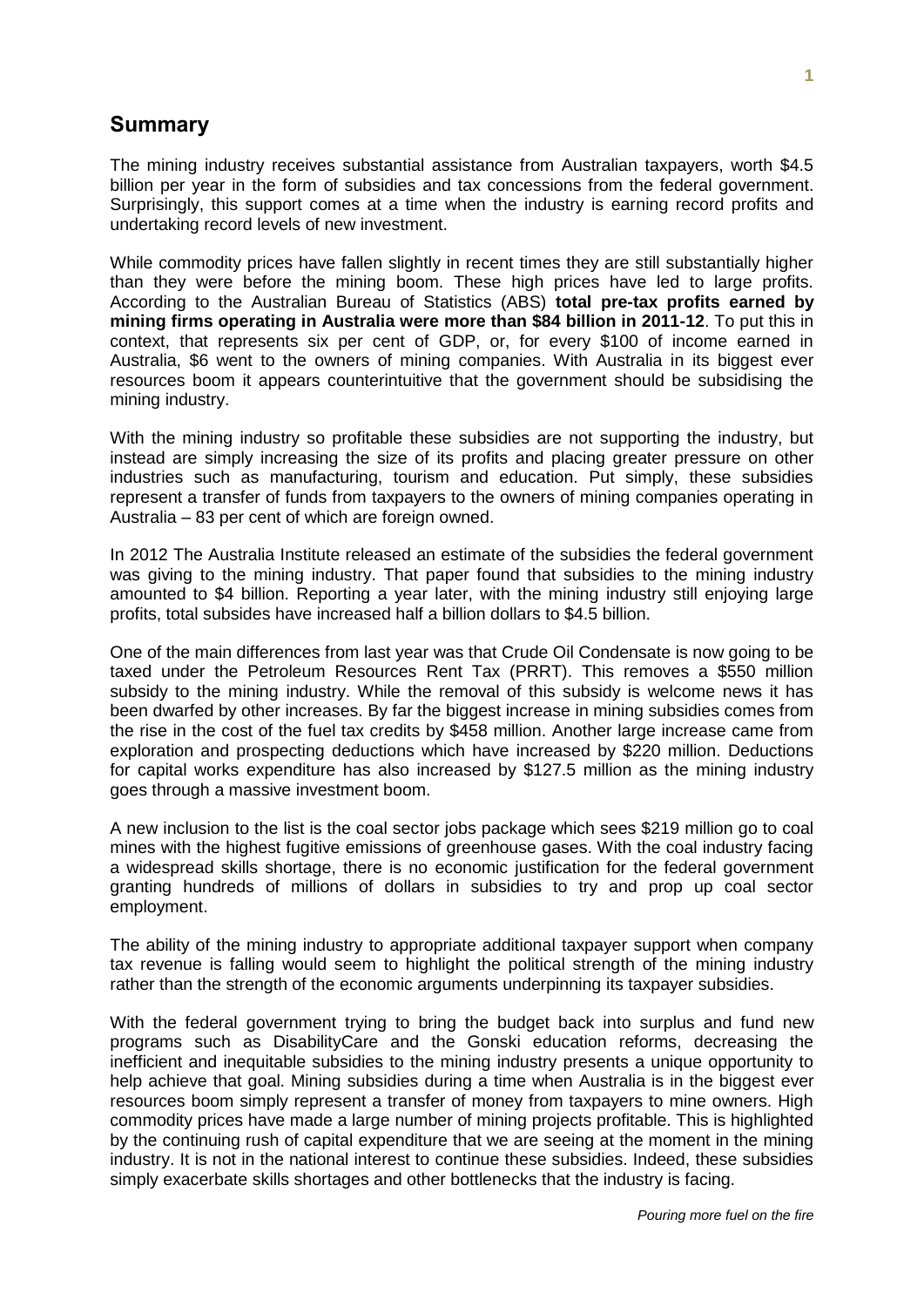## Summary

The mining industry receives substantial assistance from Australian taxpayers, worth $4.5 billion per year in the form of subsidies and tax concessions from the federal government. Surprisingly, this support comes at a time when the industry is earning record profits and undertaking record levels of new investment.

While commodity prices have fallen slightly in recent times they are still substantially higher than they were before the mining boom. These high prices have led to large profits. According to the Australian Bureau of Statistics (ABS) **total pre-tax profits earned by mining firms operating in Australia were more than $84 billion in 2011-12**. To put this in context, that represents six per cent of GDP, or, for every $100 of income earned in Australia, $6 went to the owners of mining companies. With Australia in its biggest ever resources boom it appears counterintuitive that the government should be subsidising the mining industry.

With the mining industry so profitable these subsidies are not supporting the industry, but instead are simply increasing the size of its profits and placing greater pressure on other industries such as manufacturing, tourism and education. Put simply, these subsidies represent a transfer of funds from taxpayers to the owners of mining companies operating in Australia – 83 per cent of which are foreign owned.

In 2012 The Australia Institute released an estimate of the subsidies the federal government was giving to the mining industry. That paper found that subsidies to the mining industry amounted to $4 billion. Reporting a year later, with the mining industry still enjoying large profits, total subsides have increased half a billion dollars to $4.5 billion.

One of the main differences from last year was that Crude Oil Condensate is now going to be taxed under the Petroleum Resources Rent Tax (PRRT). This removes a $550 million subsidy to the mining industry. While the removal of this subsidy is welcome news it has been dwarfed by other increases. By far the biggest increase in mining subsidies comes from the rise in the cost of the fuel tax credits by $458 million. Another large increase came from exploration and prospecting deductions which have increased by $220 million. Deductions for capital works expenditure has also increased by $127.5 million as the mining industry goes through a massive investment boom.

A new inclusion to the list is the coal sector jobs package which sees $219 million go to coal mines with the highest fugitive emissions of greenhouse gases. With the coal industry facing a widespread skills shortage, there is no economic justification for the federal government granting hundreds of millions of dollars in subsidies to try and prop up coal sector employment.

The ability of the mining industry to appropriate additional taxpayer support when company tax revenue is falling would seem to highlight the political strength of the mining industry rather than the strength of the economic arguments underpinning its taxpayer subsidies.

With the federal government trying to bring the budget back into surplus and fund new programs such as DisabilityCare and the Gonski education reforms, decreasing the inefficient and inequitable subsidies to the mining industry presents a unique opportunity to help achieve that goal. Mining subsidies during a time when Australia is in the biggest ever resources boom simply represent a transfer of money from taxpayers to mine owners. High commodity prices have made a large number of mining projects profitable. This is highlighted by the continuing rush of capital expenditure that we are seeing at the moment in the mining industry. It is not in the national interest to continue these subsidies. Indeed, these subsidies simply exacerbate skills shortages and other bottlenecks that the industry is facing.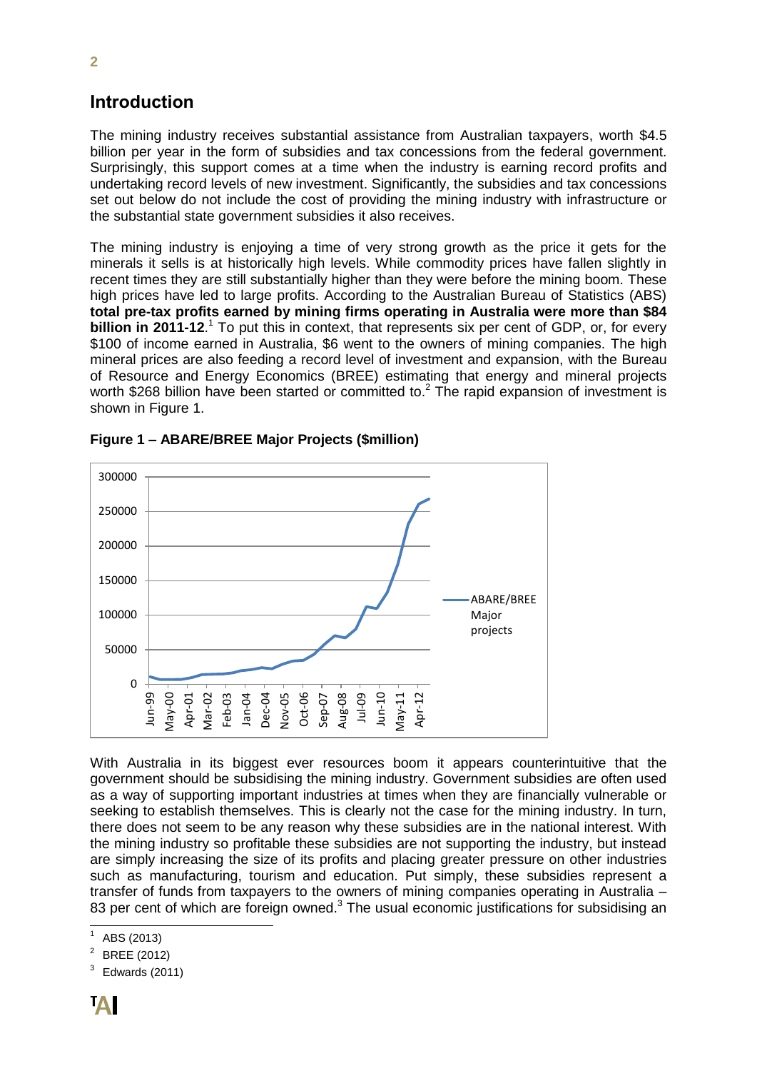## Introduction

The mining industry receives substantial assistance from Australian taxpayers, worth $4.5 billion per year in the form of subsidies and tax concessions from the federal government. Surprisingly, this support comes at a time when the industry is earning record profits and undertaking record levels of new investment. Significantly, the subsidies and tax concessions set out below do not include the cost of providing the mining industry with infrastructure or the substantial state government subsidies it also receives.

The mining industry is enjoying a time of very strong growth as the price it gets for the minerals it sells is at historically high levels. While commodity prices have fallen slightly in recent times they are still substantially higher than they were before the mining boom. These high prices have led to large profits. According to the Australian Bureau of Statistics (ABS) **total pre-tax profits earned by mining firms operating in Australia were more than $84 billion in 2011-12**.[1] To put this in context, that represents six per cent of GDP, or, for every $100 of income earned in Australia, $6 went to the owners of mining companies. The high mineral prices are also feeding a record level of investment and expansion, with the Bureau of Resource and Energy Economics (BREE) estimating that energy and mineral projects worth $268 billion have been started or committed to.[2] The rapid expansion of investment is shown in Figure 1.

**Figure 1 – ABARE/BREE Major Projects ($million)**

With Australia in its biggest ever resources boom it appears counterintuitive that the government should be subsidising the mining industry. Government subsidies are often used as a way of supporting important industries at times when they are financially vulnerable or seeking to establish themselves. This is clearly not the case for the mining industry. In turn, there does not seem to be any reason why these subsidies are in the national interest. With the mining industry so profitable these subsidies are not supporting the industry, but instead are simply increasing the size of its profits and placing greater pressure on other industries such as manufacturing, tourism and education. Put simply, these subsidies represent a transfer of funds from taxpayers to the owners of mining companies operating in Australia – 83 per cent of which are foreign owned.[3] The usual economic justifications for subsidising an

---

[1] ABS (2013)

[2] BREE (2012)

[3] Edwards (2011)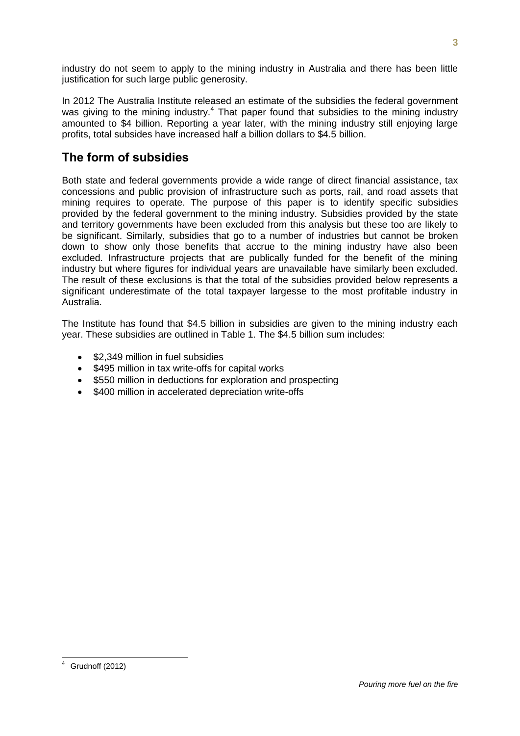industry do not seem to apply to the mining industry in Australia and there has been little justification for such large public generosity.

In 2012 The Australia Institute released an estimate of the subsidies the federal government was giving to the mining industry.[4] That paper found that subsidies to the mining industry amounted to $4 billion. Reporting a year later, with the mining industry still enjoying large profits, total subsides have increased half a billion dollars to $4.5 billion.

## The form of subsidies

Both state and federal governments provide a wide range of direct financial assistance, tax concessions and public provision of infrastructure such as ports, rail, and road assets that mining requires to operate. The purpose of this paper is to identify specific subsidies provided by the federal government to the mining industry. Subsidies provided by the state and territory governments have been excluded from this analysis but these too are likely to be significant. Similarly, subsidies that go to a number of industries but cannot be broken down to show only those benefits that accrue to the mining industry have also been excluded. Infrastructure projects that are publically funded for the benefit of the mining industry but where figures for individual years are unavailable have similarly been excluded. The result of these exclusions is that the total of the subsidies provided below represents a significant underestimate of the total taxpayer largesse to the most profitable industry in Australia.

The Institute has found that $4.5 billion in subsidies are given to the mining industry each year. These subsidies are outlined in Table 1. The $4.5 billion sum includes:

- $2,349 million in fuel subsidies
- $495 million in tax write-offs for capital works
- $550 million in deductions for exploration and prospecting
- $400 million in accelerated depreciation write-offs

[4] Grudnoff (2012)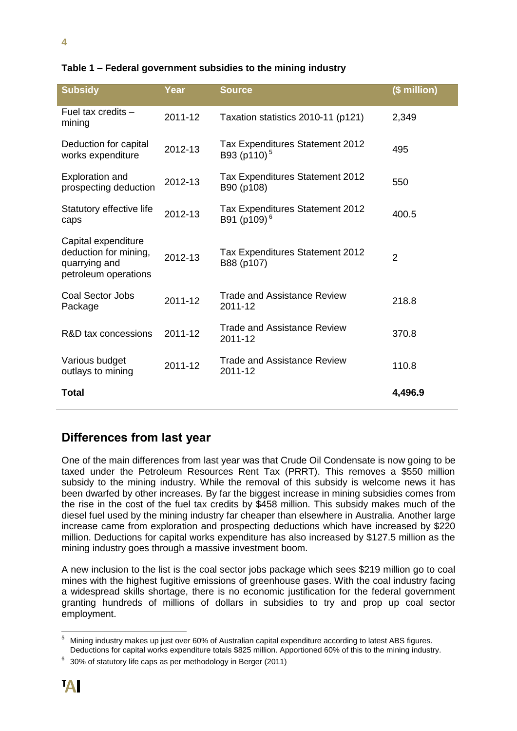**Table 1 – Federal government subsidies to the mining industry**

| Subsidy | Year | Source | ($ million) |
|---|---|---|---|
| Fuel tax credits – mining | 2011-12 | Taxation statistics 2010-11 (p121) | 2,349 |
| Deduction for capital works expenditure | 2012-13 | Tax Expenditures Statement 2012 B93 (p110) [5] | 495 |
| Exploration and prospecting deduction | 2012-13 | Tax Expenditures Statement 2012 B90 (p108) | 550 |
| Statutory effective life caps | 2012-13 | Tax Expenditures Statement 2012 B91 (p109) [6] | 400.5 |
| Capital expenditure deduction for mining, quarrying and petroleum operations | 2012-13 | Tax Expenditures Statement 2012 B88 (p107) | 2 |
| Coal Sector Jobs Package | 2011-12 | Trade and Assistance Review 2011-12 | 218.8 |
| R&D tax concessions | 2011-12 | Trade and Assistance Review 2011-12 | 370.8 |
| Various budget outlays to mining | 2011-12 | Trade and Assistance Review 2011-12 | 110.8 |
| **Total** | | | **4,496.9** |

## Differences from last year

One of the main differences from last year was that Crude Oil Condensate is now going to be taxed under the Petroleum Resources Rent Tax (PRRT). This removes a $550 million subsidy to the mining industry. While the removal of this subsidy is welcome news it has been dwarfed by other increases. By far the biggest increase in mining subsidies comes from the rise in the cost of the fuel tax credits by $458 million. This subsidy makes much of the diesel fuel used by the mining industry far cheaper than elsewhere in Australia. Another large increase came from exploration and prospecting deductions which have increased by $220 million. Deductions for capital works expenditure has also increased by $127.5 million as the mining industry goes through a massive investment boom.

A new inclusion to the list is the coal sector jobs package which sees $219 million go to coal mines with the highest fugitive emissions of greenhouse gases. With the coal industry facing a widespread skills shortage, there is no economic justification for the federal government granting hundreds of millions of dollars in subsidies to try and prop up coal sector employment.

---

[5] Mining industry makes up just over 60% of Australian capital expenditure according to latest ABS figures. Deductions for capital works expenditure totals $825 million. Apportioned 60% of this to the mining industry.

[6] 30% of statutory life caps as per methodology in Berger (2011)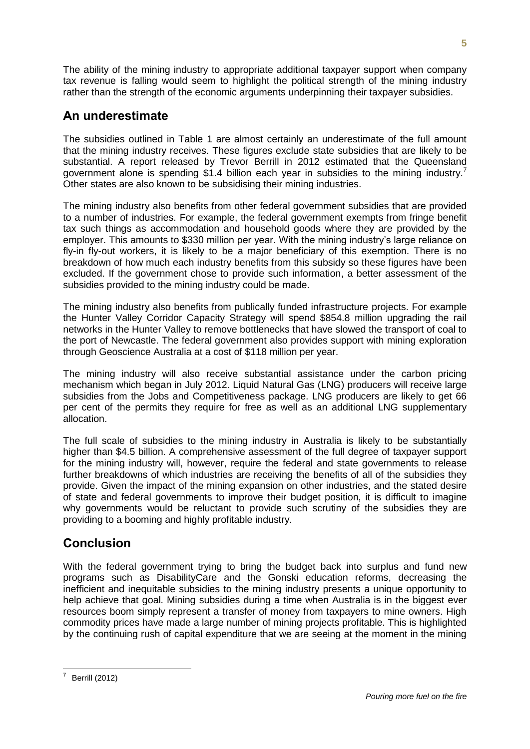The ability of the mining industry to appropriate additional taxpayer support when company tax revenue is falling would seem to highlight the political strength of the mining industry rather than the strength of the economic arguments underpinning their taxpayer subsidies.

## An underestimate

The subsidies outlined in Table 1 are almost certainly an underestimate of the full amount that the mining industry receives. These figures exclude state subsidies that are likely to be substantial. A report released by Trevor Berrill in 2012 estimated that the Queensland government alone is spending $1.4 billion each year in subsidies to the mining industry.[7] Other states are also known to be subsidising their mining industries.

The mining industry also benefits from other federal government subsidies that are provided to a number of industries. For example, the federal government exempts from fringe benefit tax such things as accommodation and household goods where they are provided by the employer. This amounts to $330 million per year. With the mining industry's large reliance on fly-in fly-out workers, it is likely to be a major beneficiary of this exemption. There is no breakdown of how much each industry benefits from this subsidy so these figures have been excluded. If the government chose to provide such information, a better assessment of the subsidies provided to the mining industry could be made.

The mining industry also benefits from publically funded infrastructure projects. For example the Hunter Valley Corridor Capacity Strategy will spend $854.8 million upgrading the rail networks in the Hunter Valley to remove bottlenecks that have slowed the transport of coal to the port of Newcastle. The federal government also provides support with mining exploration through Geoscience Australia at a cost of $118 million per year.

The mining industry will also receive substantial assistance under the carbon pricing mechanism which began in July 2012. Liquid Natural Gas (LNG) producers will receive large subsidies from the Jobs and Competitiveness package. LNG producers are likely to get 66 per cent of the permits they require for free as well as an additional LNG supplementary allocation.

The full scale of subsidies to the mining industry in Australia is likely to be substantially higher than $4.5 billion. A comprehensive assessment of the full degree of taxpayer support for the mining industry will, however, require the federal and state governments to release further breakdowns of which industries are receiving the benefits of all of the subsidies they provide. Given the impact of the mining expansion on other industries, and the stated desire of state and federal governments to improve their budget position, it is difficult to imagine why governments would be reluctant to provide such scrutiny of the subsidies they are providing to a booming and highly profitable industry.

## Conclusion

With the federal government trying to bring the budget back into surplus and fund new programs such as DisabilityCare and the Gonski education reforms, decreasing the inefficient and inequitable subsidies to the mining industry presents a unique opportunity to help achieve that goal. Mining subsidies during a time when Australia is in the biggest ever resources boom simply represent a transfer of money from taxpayers to mine owners. High commodity prices have made a large number of mining projects profitable. This is highlighted by the continuing rush of capital expenditure that we are seeing at the moment in the mining

---

[7] Berrill (2012)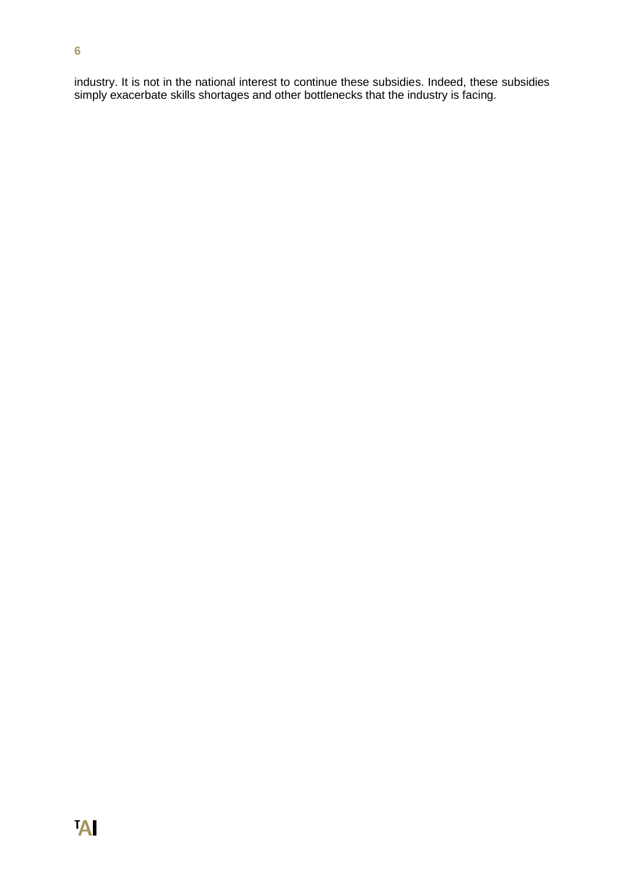industry. It is not in the national interest to continue these subsidies. Indeed, these subsidies simply exacerbate skills shortages and other bottlenecks that the industry is facing.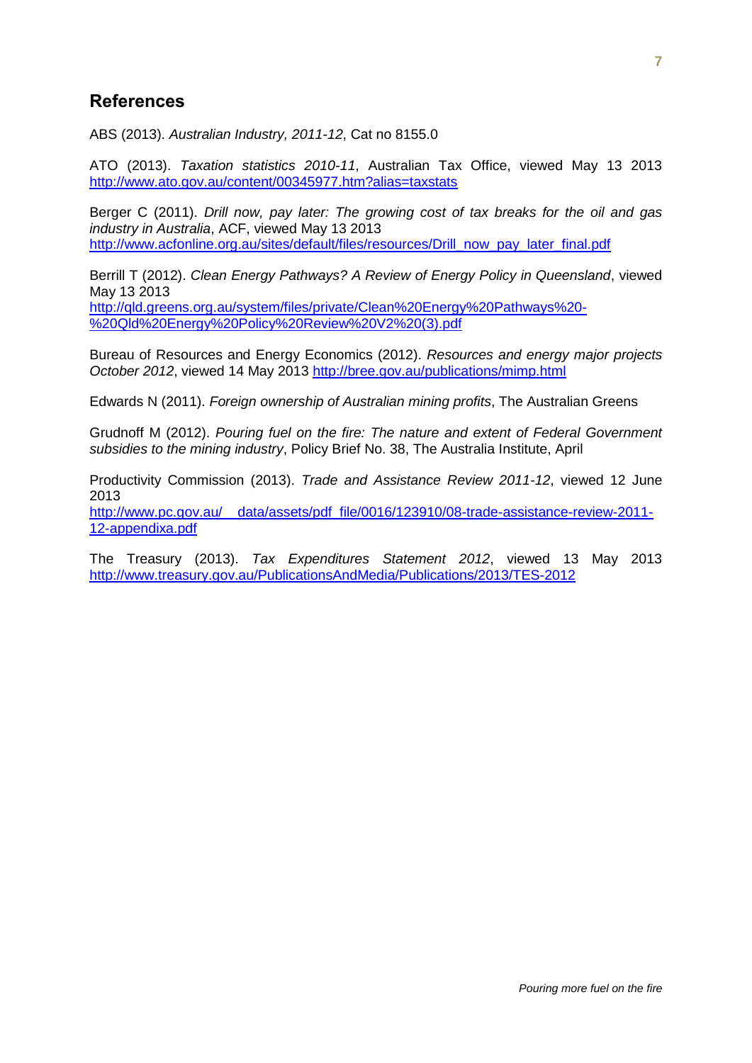## References

ABS (2013). *Australian Industry, 2011-12*, Cat no 8155.0

ATO (2013). *Taxation statistics 2010-11*, Australian Tax Office, viewed May 13 2013 http://www.ato.gov.au/content/00345977.htm?alias=taxstats

Berger C (2011). *Drill now, pay later: The growing cost of tax breaks for the oil and gas industry in Australia*, ACF, viewed May 13 2013 http://www.acfonline.org.au/sites/default/files/resources/Drill_now_pay_later_final.pdf

Berrill T (2012). *Clean Energy Pathways? A Review of Energy Policy in Queensland*, viewed May 13 2013 http://qld.greens.org.au/system/files/private/Clean%20Energy%20Pathways%20-%20Qld%20Energy%20Policy%20Review%20V2%20(3).pdf

Bureau of Resources and Energy Economics (2012). *Resources and energy major projects October 2012*, viewed 14 May 2013 http://bree.gov.au/publications/mimp.html

Edwards N (2011). *Foreign ownership of Australian mining profits*, The Australian Greens

Grudnoff M (2012). *Pouring fuel on the fire: The nature and extent of Federal Government subsidies to the mining industry*, Policy Brief No. 38, The Australia Institute, April

Productivity Commission (2013). *Trade and Assistance Review 2011-12*, viewed 12 June 2013 http://www.pc.gov.au/__data/assets/pdf_file/0016/123910/08-trade-assistance-review-2011-12-appendixa.pdf

The Treasury (2013). *Tax Expenditures Statement 2012*, viewed 13 May 2013 http://www.treasury.gov.au/PublicationsAndMedia/Publications/2013/TES-2012